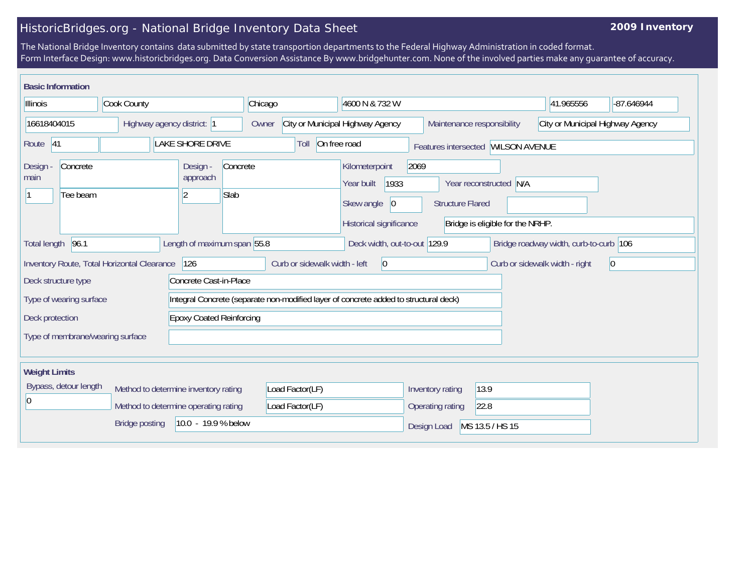# HistoricBridges.org - National Bridge Inventory Data Sheet

**2009 Inventory**

The National Bridge Inventory contains data submitted by state transportion departments to the Federal Highway Administration in coded format.
Form Interface Design: www.historicbridges.org. Data Conversion Assistance By www.bridgehunter.com. None of the involved parties make any guarantee of accuracy.

## Basic Information

| | |
|---|---|
| State | Illinois |
| County | Cook County |
| City | Chicago |
| Location | 4600 N & 732 W |
| Latitude | 41.965556 |
| Longitude | -87.646944 |
| Structure Number | 16618404015 |
| Highway agency district | 1 |
| Owner | City or Municipal Highway Agency |
| Maintenance responsibility | City or Municipal Highway Agency |
| Route | 41 |
| Facility | LAKE SHORE DRIVE |
| Toll | On free road |
| Features intersected | WILSON AVENUE |
| Design - main | Concrete |
| Main spans | 1 |
| Main type | Tee beam |
| Design - approach | Concrete |
| Approach spans | 2 |
| Approach type | Slab |
| Kilometerpoint | 2069 |
| Year built | 1933 |
| Year reconstructed | N/A |
| Skew angle | 0 |
| Structure Flared | |
| Historical significance | Bridge is eligible for the NRHP. |
| Total length | 96.1 |
| Length of maximum span | 55.8 |
| Deck width, out-to-out | 129.9 |
| Bridge roadway width, curb-to-curb | 106 |
| Inventory Route, Total Horizontal Clearance | 126 |
| Curb or sidewalk width - left | 0 |
| Curb or sidewalk width - right | 0 |
| Deck structure type | Concrete Cast-in-Place |
| Type of wearing surface | Integral Concrete (separate non-modified layer of concrete added to structural deck) |
| Deck protection | Epoxy Coated Reinforcing |
| Type of membrane/wearing surface | |

## Weight Limits

| | |
|---|---|
| Bypass, detour length | 0 |
| Method to determine inventory rating | Load Factor(LF) |
| Method to determine operating rating | Load Factor(LF) |
| Inventory rating | 13.9 |
| Operating rating | 22.8 |
| Bridge posting | 10.0 - 19.9 % below |
| Design Load | MS 13.5 / HS 15 |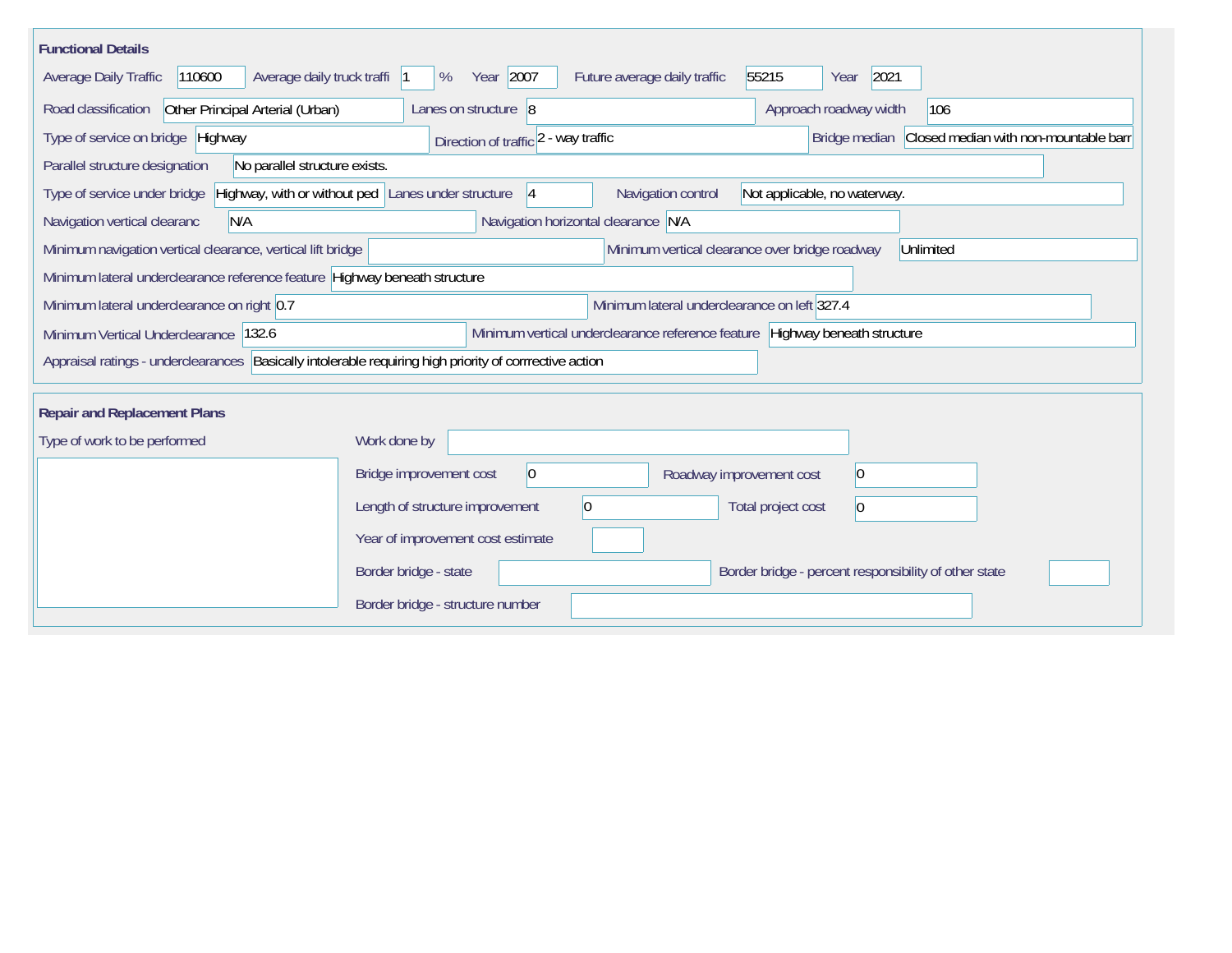## Functional Details

| Field | Value |
|---|---|
| Average Daily Traffic | 110600 |
| Average daily truck traffi | 1 % |
| Year | 2007 |
| Future average daily traffic | 55215 |
| Year | 2021 |
| Road classification | Other Principal Arterial (Urban) |
| Lanes on structure | 8 |
| Approach roadway width | 106 |
| Type of service on bridge | Highway |
| Direction of traffic | 2 - way traffic |
| Bridge median | Closed median with non-mountable barr |
| Parallel structure designation | No parallel structure exists. |
| Type of service under bridge | Highway, with or without ped |
| Lanes under structure | 4 |
| Navigation control | Not applicable, no waterway. |
| Navigation vertical clearanc | N/A |
| Navigation horizontal clearance | N/A |
| Minimum navigation vertical clearance, vertical lift bridge | |
| Minimum vertical clearance over bridge roadway | Unlimited |
| Minimum lateral underclearance reference feature | Highway beneath structure |
| Minimum lateral underclearance on right | 0.7 |
| Minimum lateral underclearance on left | 327.4 |
| Minimum Vertical Underclearance | 132.6 |
| Minimum vertical underclearance reference feature | Highway beneath structure |
| Appraisal ratings - underclearances | Basically intolerable requiring high priority of corrrective action |

## Repair and Replacement Plans

| Field | Value |
|---|---|
| Type of work to be performed | |
| Work done by | |
| Bridge improvement cost | 0 |
| Roadway improvement cost | 0 |
| Length of structure improvement | 0 |
| Total project cost | 0 |
| Year of improvement cost estimate | |
| Border bridge - state | |
| Border bridge - percent responsibility of other state | |
| Border bridge - structure number | |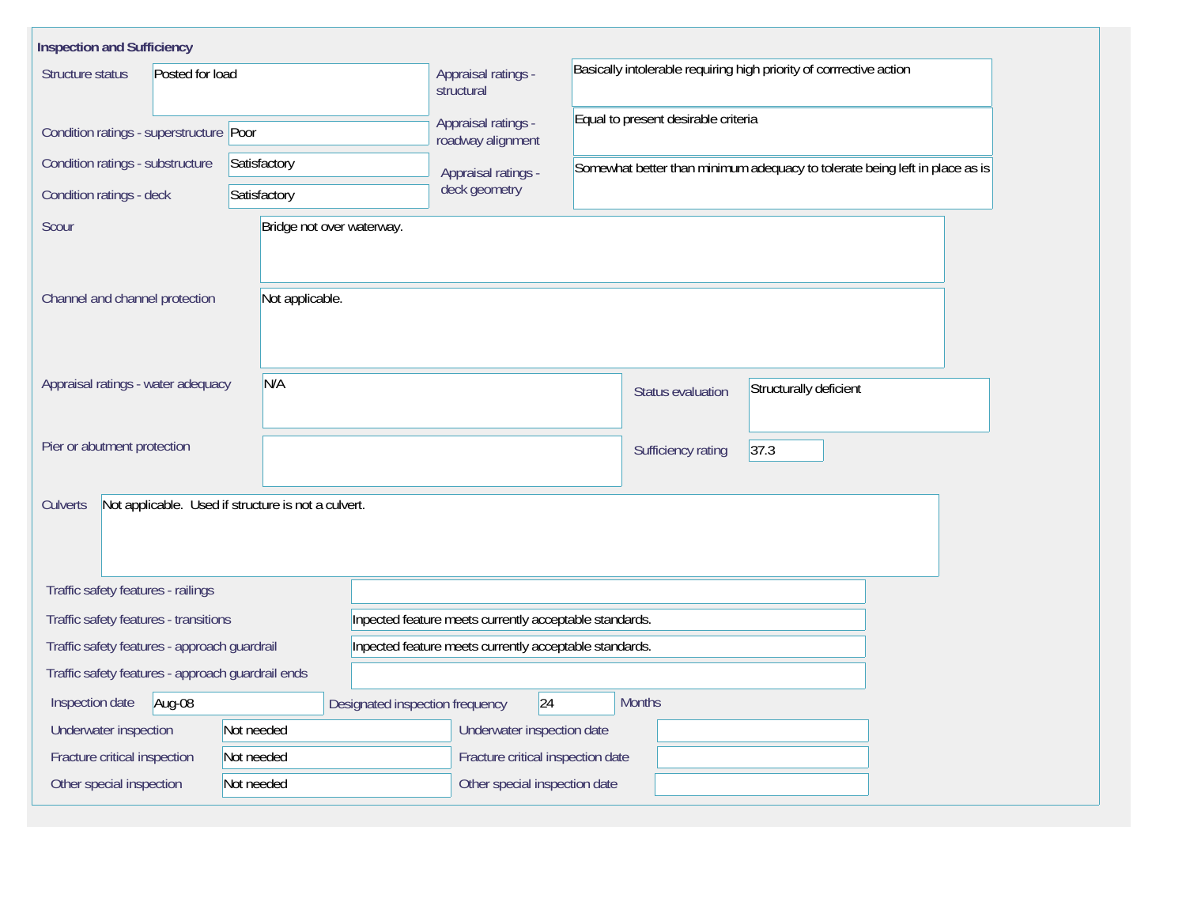## Inspection and Sufficiency

| | |
|---|---|
| Structure status | Posted for load |
| Appraisal ratings - structural | Basically intolerable requiring high priority of corrrective action |
| Condition ratings - superstructure | Poor |
| Appraisal ratings - roadway alignment | Equal to present desirable criteria |
| Condition ratings - substructure | Satisfactory |
| Condition ratings - deck | Satisfactory |
| Appraisal ratings - deck geometry | Somewhat better than minimum adequacy to tolerate being left in place as is |
| Scour | Bridge not over waterway. |
| Channel and channel protection | Not applicable. |
| Appraisal ratings - water adequacy | N/A |
| Status evaluation | Structurally deficient |
| Pier or abutment protection | |
| Sufficiency rating | 37.3 |
| Culverts | Not applicable. Used if structure is not a culvert. |
| Traffic safety features - railings | |
| Traffic safety features - transitions | Inpected feature meets currently acceptable standards. |
| Traffic safety features - approach guardrail | Inpected feature meets currently acceptable standards. |
| Traffic safety features - approach guardrail ends | |
| Inspection date | Aug-08 |
| Designated inspection frequency | 24 Months |
| Underwater inspection | Not needed |
| Underwater inspection date | |
| Fracture critical inspection | Not needed |
| Fracture critical inspection date | |
| Other special inspection | Not needed |
| Other special inspection date | |